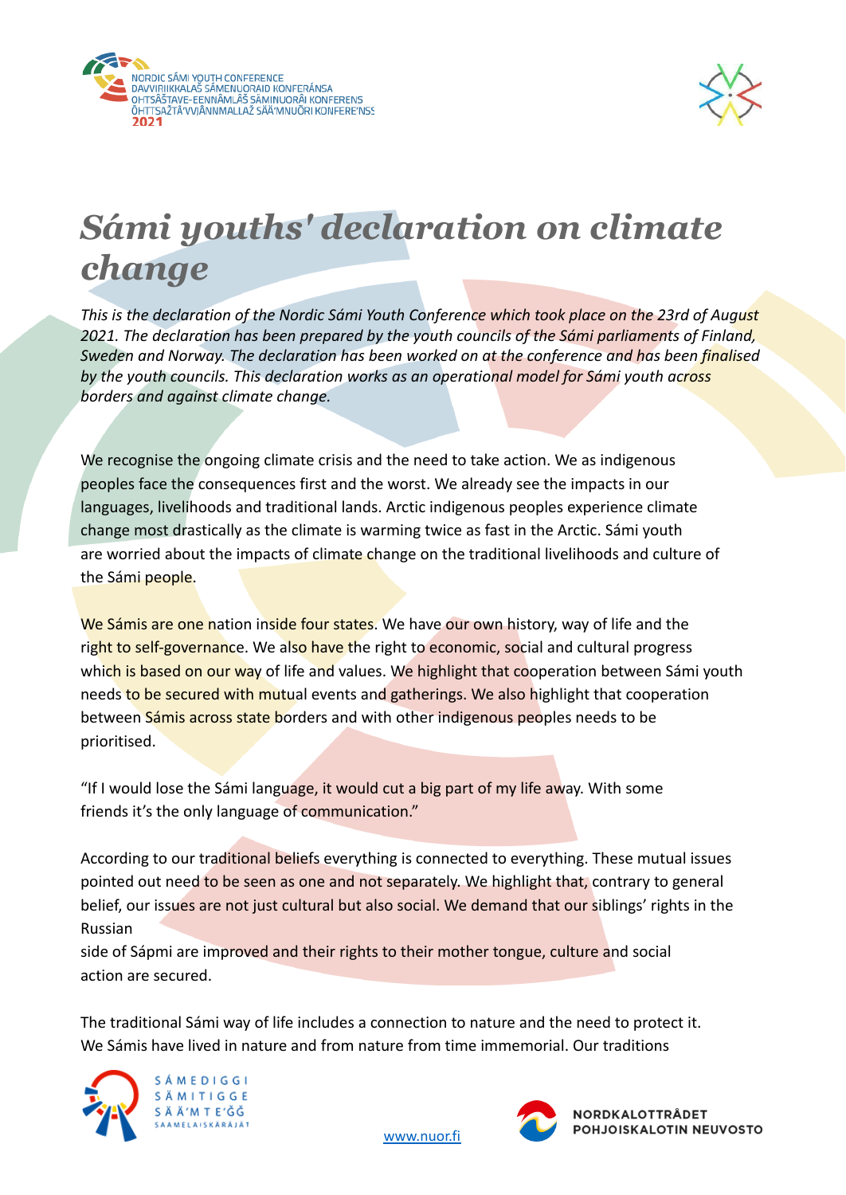NORDIC SÁMI YOUTH CONFERENCE
DAVVIRIIKKALAŠ SÁMENUORAID KONFERÁNSA
OHTSÅŠTAVE-EENNÅMLÅS SÅMINUORÅI KONFERENS
ÕHTTSAŽTÂ'VVJÂNNMALLAŽ SÄÄ'MNUÕRI KONFERE'NSS
2021

# *Sámi youths' declaration on climate change*

*This is the declaration of the Nordic Sámi Youth Conference which took place on the 23rd of August 2021. The declaration has been prepared by the youth councils of the Sámi parliaments of Finland, Sweden and Norway. The declaration has been worked on at the conference and has been finalised by the youth councils. This declaration works as an operational model for Sámi youth across borders and against climate change.*

We recognise the ongoing climate crisis and the need to take action. We as indigenous peoples face the consequences first and the worst. We already see the impacts in our languages, livelihoods and traditional lands. Arctic indigenous peoples experience climate change most drastically as the climate is warming twice as fast in the Arctic. Sámi youth are worried about the impacts of climate change on the traditional livelihoods and culture of the Sámi people.

We Sámis are one nation inside four states. We have our own history, way of life and the right to self-governance. We also have the right to economic, social and cultural progress which is based on our way of life and values. We highlight that cooperation between Sámi youth needs to be secured with mutual events and gatherings. We also highlight that cooperation between Sámis across state borders and with other indigenous peoples needs to be prioritised.

"If I would lose the Sámi language, it would cut a big part of my life away. With some friends it's the only language of communication."

According to our traditional beliefs everything is connected to everything. These mutual issues pointed out need to be seen as one and not separately. We highlight that, contrary to general belief, our issues are not just cultural but also social. We demand that our siblings' rights in the Russian side of Sápmi are improved and their rights to their mother tongue, culture and social action are secured.

The traditional Sámi way of life includes a connection to nature and the need to protect it. We Sámis have lived in nature and from nature from time immemorial. Our traditions

SÁMEDIGGI
SÄMITIGGE
SÄÄ'MTE'ĞĞ
SAAMELAISKÄRÄJÄT

www.nuor.fi

NORDKALOTTRÅDET
POHJOISKALOTIN NEUVOSTO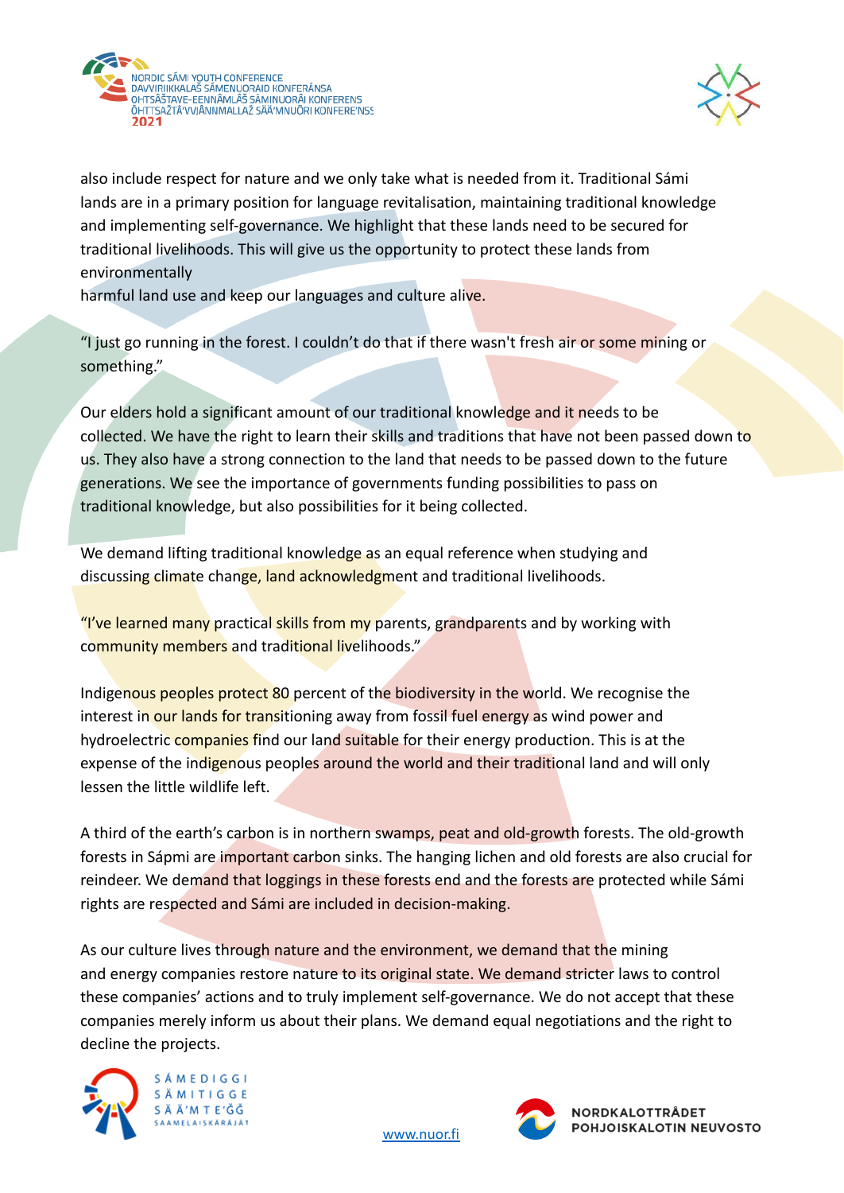also include respect for nature and we only take what is needed from it. Traditional Sámi lands are in a primary position for language revitalisation, maintaining traditional knowledge and implementing self-governance. We highlight that these lands need to be secured for traditional livelihoods. This will give us the opportunity to protect these lands from environmentally
harmful land use and keep our languages and culture alive.

"I just go running in the forest. I couldn't do that if there wasn't fresh air or some mining or something."

Our elders hold a significant amount of our traditional knowledge and it needs to be collected. We have the right to learn their skills and traditions that have not been passed down to us. They also have a strong connection to the land that needs to be passed down to the future generations. We see the importance of governments funding possibilities to pass on traditional knowledge, but also possibilities for it being collected.

We demand lifting traditional knowledge as an equal reference when studying and discussing climate change, land acknowledgment and traditional livelihoods.

"I've learned many practical skills from my parents, grandparents and by working with community members and traditional livelihoods."

Indigenous peoples protect 80 percent of the biodiversity in the world. We recognise the interest in our lands for transitioning away from fossil fuel energy as wind power and hydroelectric companies find our land suitable for their energy production. This is at the expense of the indigenous peoples around the world and their traditional land and will only lessen the little wildlife left.

A third of the earth's carbon is in northern swamps, peat and old-growth forests. The old-growth forests in Sápmi are important carbon sinks. The hanging lichen and old forests are also crucial for reindeer. We demand that loggings in these forests end and the forests are protected while Sámi rights are respected and Sámi are included in decision-making.

As our culture lives through nature and the environment, we demand that the mining and energy companies restore nature to its original state. We demand stricter laws to control these companies' actions and to truly implement self-governance. We do not accept that these companies merely inform us about their plans. We demand equal negotiations and the right to decline the projects.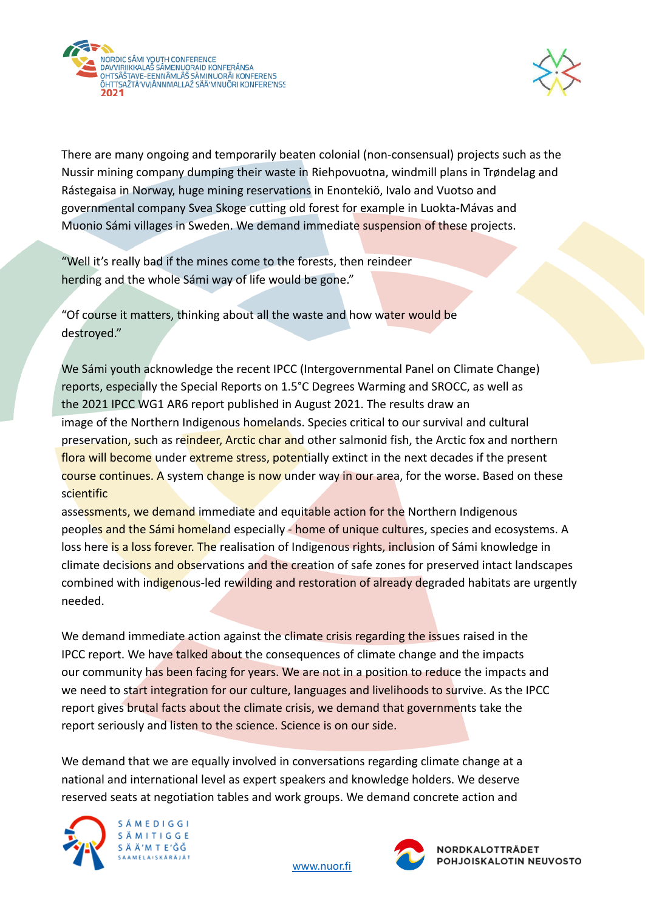There are many ongoing and temporarily beaten colonial (non-consensual) projects such as the Nussir mining company dumping their waste in Riehpovuotna, windmill plans in Trøndelag and Rástegaisa in Norway, huge mining reservations in Enontekiö, Ivalo and Vuotso and governmental company Svea Skoge cutting old forest for example in Luokta-Mávas and Muonio Sámi villages in Sweden. We demand immediate suspension of these projects.

“Well it’s really bad if the mines come to the forests, then reindeer herding and the whole Sámi way of life would be gone.”

“Of course it matters, thinking about all the waste and how water would be destroyed.”

We Sámi youth acknowledge the recent IPCC (Intergovernmental Panel on Climate Change) reports, especially the Special Reports on 1.5°C Degrees Warming and SROCC, as well as the 2021 IPCC WG1 AR6 report published in August 2021. The results draw an image of the Northern Indigenous homelands. Species critical to our survival and cultural preservation, such as reindeer, Arctic char and other salmonid fish, the Arctic fox and northern flora will become under extreme stress, potentially extinct in the next decades if the present course continues. A system change is now under way in our area, for the worse. Based on these scientific assessments, we demand immediate and equitable action for the Northern Indigenous peoples and the Sámi homeland especially - home of unique cultures, species and ecosystems. A loss here is a loss forever. The realisation of Indigenous rights, inclusion of Sámi knowledge in climate decisions and observations and the creation of safe zones for preserved intact landscapes combined with indigenous-led rewilding and restoration of already degraded habitats are urgently needed.

We demand immediate action against the climate crisis regarding the issues raised in the IPCC report. We have talked about the consequences of climate change and the impacts our community has been facing for years. We are not in a position to reduce the impacts and we need to start integration for our culture, languages and livelihoods to survive. As the IPCC report gives brutal facts about the climate crisis, we demand that governments take the report seriously and listen to the science. Science is on our side.

We demand that we are equally involved in conversations regarding climate change at a national and international level as expert speakers and knowledge holders. We deserve reserved seats at negotiation tables and work groups. We demand concrete action and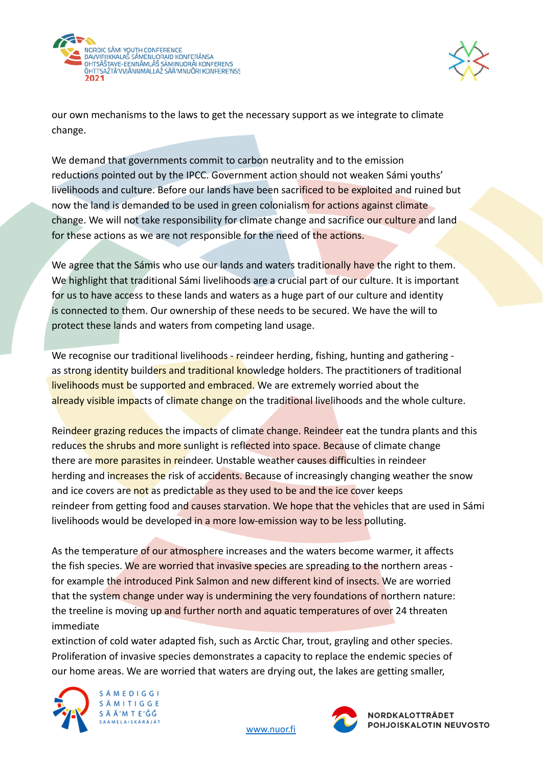our own mechanisms to the laws to get the necessary support as we integrate to climate change.

We demand that governments commit to carbon neutrality and to the emission reductions pointed out by the IPCC. Government action should not weaken Sámi youths' livelihoods and culture. Before our lands have been sacrificed to be exploited and ruined but now the land is demanded to be used in green colonialism for actions against climate change. We will not take responsibility for climate change and sacrifice our culture and land for these actions as we are not responsible for the need of the actions.

We agree that the Sámis who use our lands and waters traditionally have the right to them. We highlight that traditional Sámi livelihoods are a crucial part of our culture. It is important for us to have access to these lands and waters as a huge part of our culture and identity is connected to them. Our ownership of these needs to be secured. We have the will to protect these lands and waters from competing land usage.

We recognise our traditional livelihoods - reindeer herding, fishing, hunting and gathering - as strong identity builders and traditional knowledge holders. The practitioners of traditional livelihoods must be supported and embraced. We are extremely worried about the already visible impacts of climate change on the traditional livelihoods and the whole culture.

Reindeer grazing reduces the impacts of climate change. Reindeer eat the tundra plants and this reduces the shrubs and more sunlight is reflected into space. Because of climate change there are more parasites in reindeer. Unstable weather causes difficulties in reindeer herding and increases the risk of accidents. Because of increasingly changing weather the snow and ice covers are not as predictable as they used to be and the ice cover keeps reindeer from getting food and causes starvation. We hope that the vehicles that are used in Sámi livelihoods would be developed in a more low-emission way to be less polluting.

As the temperature of our atmosphere increases and the waters become warmer, it affects the fish species. We are worried that invasive species are spreading to the northern areas - for example the introduced Pink Salmon and new different kind of insects. We are worried that the system change under way is undermining the very foundations of northern nature: the treeline is moving up and further north and aquatic temperatures of over 24 threaten immediate extinction of cold water adapted fish, such as Arctic Char, trout, grayling and other species. Proliferation of invasive species demonstrates a capacity to replace the endemic species of our home areas. We are worried that waters are drying out, the lakes are getting smaller,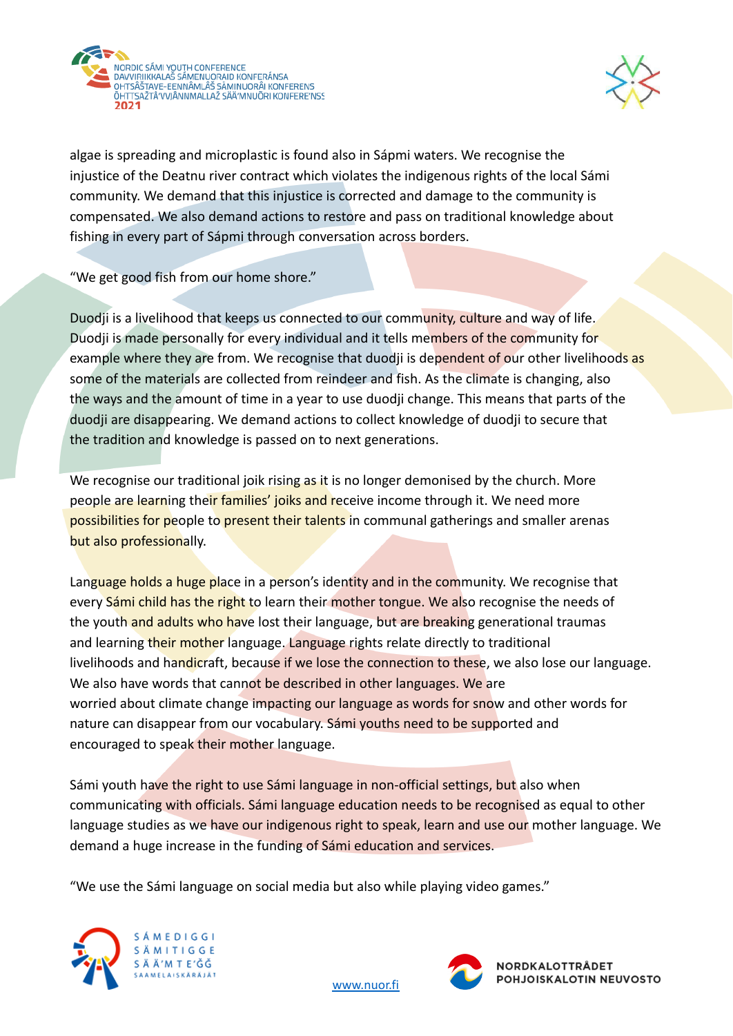algae is spreading and microplastic is found also in Sápmi waters. We recognise the injustice of the Deatnu river contract which violates the indigenous rights of the local Sámi community. We demand that this injustice is corrected and damage to the community is compensated. We also demand actions to restore and pass on traditional knowledge about fishing in every part of Sápmi through conversation across borders.

"We get good fish from our home shore."

Duodji is a livelihood that keeps us connected to our community, culture and way of life. Duodji is made personally for every individual and it tells members of the community for example where they are from. We recognise that duodji is dependent of our other livelihoods as some of the materials are collected from reindeer and fish. As the climate is changing, also the ways and the amount of time in a year to use duodji change. This means that parts of the duodji are disappearing. We demand actions to collect knowledge of duodji to secure that the tradition and knowledge is passed on to next generations.

We recognise our traditional joik rising as it is no longer demonised by the church. More people are learning their families' joiks and receive income through it. We need more possibilities for people to present their talents in communal gatherings and smaller arenas but also professionally.

Language holds a huge place in a person's identity and in the community. We recognise that every Sámi child has the right to learn their mother tongue. We also recognise the needs of the youth and adults who have lost their language, but are breaking generational traumas and learning their mother language. Language rights relate directly to traditional livelihoods and handicraft, because if we lose the connection to these, we also lose our language. We also have words that cannot be described in other languages. We are worried about climate change impacting our language as words for snow and other words for nature can disappear from our vocabulary. Sámi youths need to be supported and encouraged to speak their mother language.

Sámi youth have the right to use Sámi language in non-official settings, but also when communicating with officials. Sámi language education needs to be recognised as equal to other language studies as we have our indigenous right to speak, learn and use our mother language. We demand a huge increase in the funding of Sámi education and services.

"We use the Sámi language on social media but also while playing video games."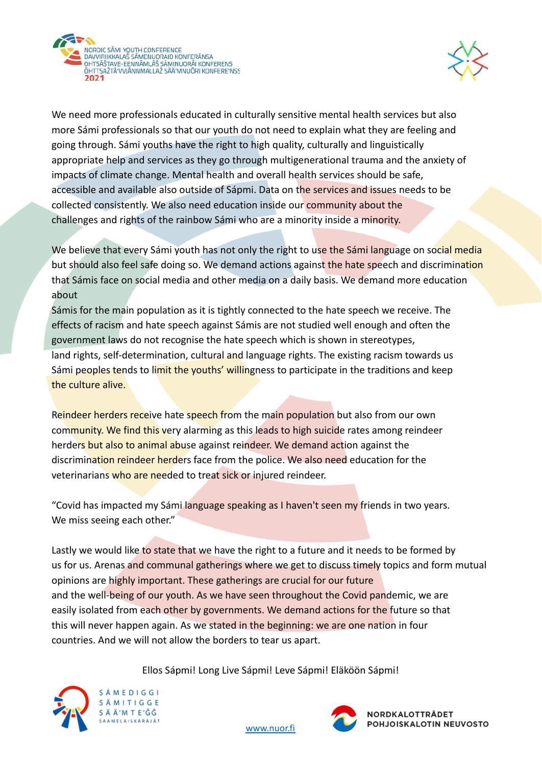We need more professionals educated in culturally sensitive mental health services but also more Sámi professionals so that our youth do not need to explain what they are feeling and going through. Sámi youths have the right to high quality, culturally and linguistically appropriate help and services as they go through multigenerational trauma and the anxiety of impacts of climate change. Mental health and overall health services should be safe, accessible and available also outside of Sápmi. Data on the services and issues needs to be collected consistently. We also need education inside our community about the challenges and rights of the rainbow Sámi who are a minority inside a minority.

We believe that every Sámi youth has not only the right to use the Sámi language on social media but should also feel safe doing so. We demand actions against the hate speech and discrimination that Sámis face on social media and other media on a daily basis. We demand more education about
Sámis for the main population as it is tightly connected to the hate speech we receive. The effects of racism and hate speech against Sámis are not studied well enough and often the government laws do not recognise the hate speech which is shown in stereotypes,
land rights, self-determination, cultural and language rights. The existing racism towards us Sámi peoples tends to limit the youths' willingness to participate in the traditions and keep the culture alive.

Reindeer herders receive hate speech from the main population but also from our own community. We find this very alarming as this leads to high suicide rates among reindeer herders but also to animal abuse against reindeer. We demand action against the discrimination reindeer herders face from the police. We also need education for the veterinarians who are needed to treat sick or injured reindeer.

"Covid has impacted my Sámi language speaking as I haven't seen my friends in two years. We miss seeing each other."

Lastly we would like to state that we have the right to a future and it needs to be formed by us for us. Arenas and communal gatherings where we get to discuss timely topics and form mutual opinions are highly important. These gatherings are crucial for our future
and the well-being of our youth. As we have seen throughout the Covid pandemic, we are easily isolated from each other by governments. We demand actions for the future so that this will never happen again. As we stated in the beginning: we are one nation in four countries. And we will not allow the borders to tear us apart.

Ellos Sápmi! Long Live Sápmi! Leve Sápmi! Eläköön Sápmi!

www.nuor.fi